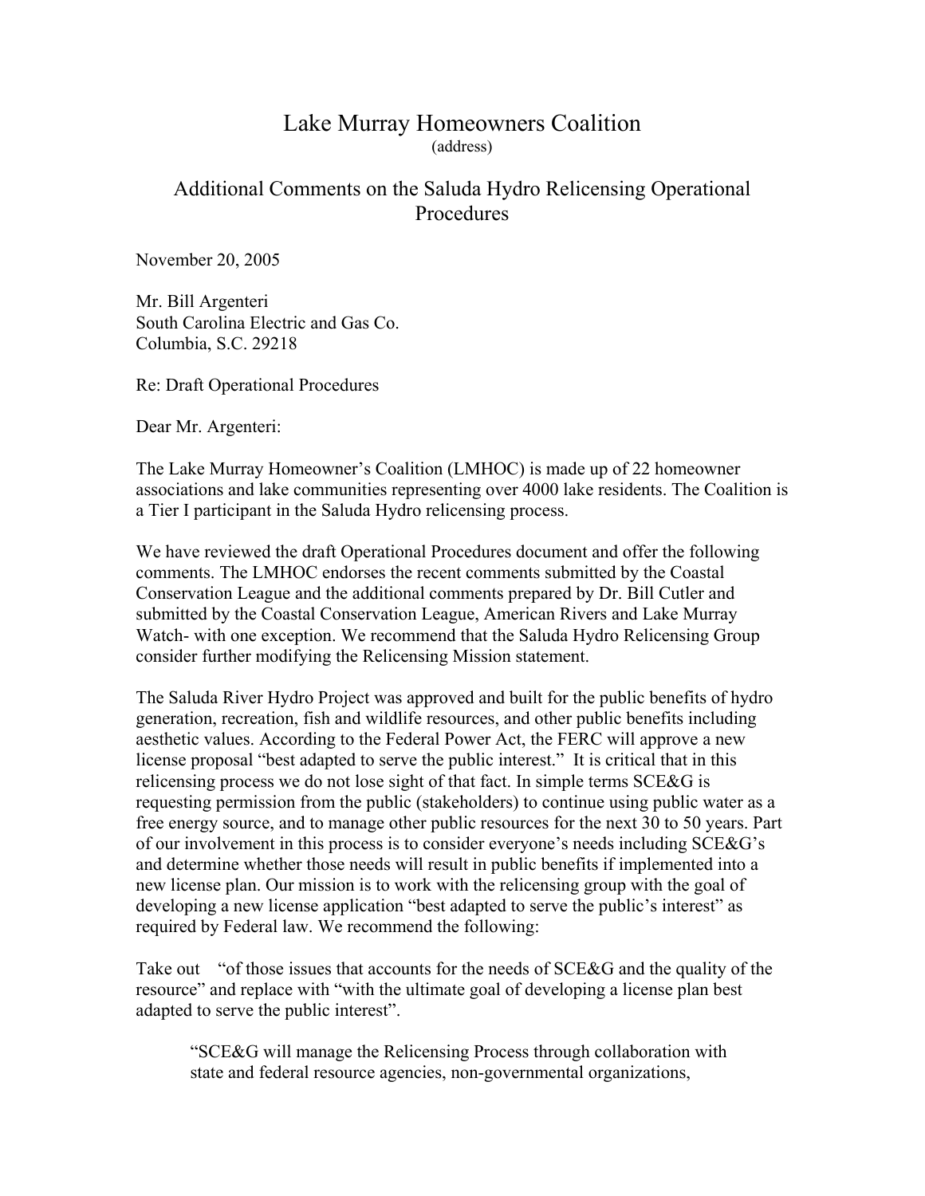# Lake Murray Homeowners Coalition

(address)

## Additional Comments on the Saluda Hydro Relicensing Operational Procedures

November 20, 2005

Mr. Bill Argenteri
South Carolina Electric and Gas Co.
Columbia, S.C. 29218

Re: Draft Operational Procedures

Dear Mr. Argenteri:

The Lake Murray Homeowner's Coalition (LMHOC) is made up of 22 homeowner associations and lake communities representing over 4000 lake residents. The Coalition is a Tier I participant in the Saluda Hydro relicensing process.

We have reviewed the draft Operational Procedures document and offer the following comments. The LMHOC endorses the recent comments submitted by the Coastal Conservation League and the additional comments prepared by Dr. Bill Cutler and submitted by the Coastal Conservation League, American Rivers and Lake Murray Watch- with one exception. We recommend that the Saluda Hydro Relicensing Group consider further modifying the Relicensing Mission statement.

The Saluda River Hydro Project was approved and built for the public benefits of hydro generation, recreation, fish and wildlife resources, and other public benefits including aesthetic values. According to the Federal Power Act, the FERC will approve a new license proposal "best adapted to serve the public interest." It is critical that in this relicensing process we do not lose sight of that fact. In simple terms SCE&G is requesting permission from the public (stakeholders) to continue using public water as a free energy source, and to manage other public resources for the next 30 to 50 years. Part of our involvement in this process is to consider everyone's needs including SCE&G's and determine whether those needs will result in public benefits if implemented into a new license plan. Our mission is to work with the relicensing group with the goal of developing a new license application "best adapted to serve the public's interest" as required by Federal law. We recommend the following:

Take out "of those issues that accounts for the needs of SCE&G and the quality of the resource" and replace with "with the ultimate goal of developing a license plan best adapted to serve the public interest".

> "SCE&G will manage the Relicensing Process through collaboration with state and federal resource agencies, non-governmental organizations,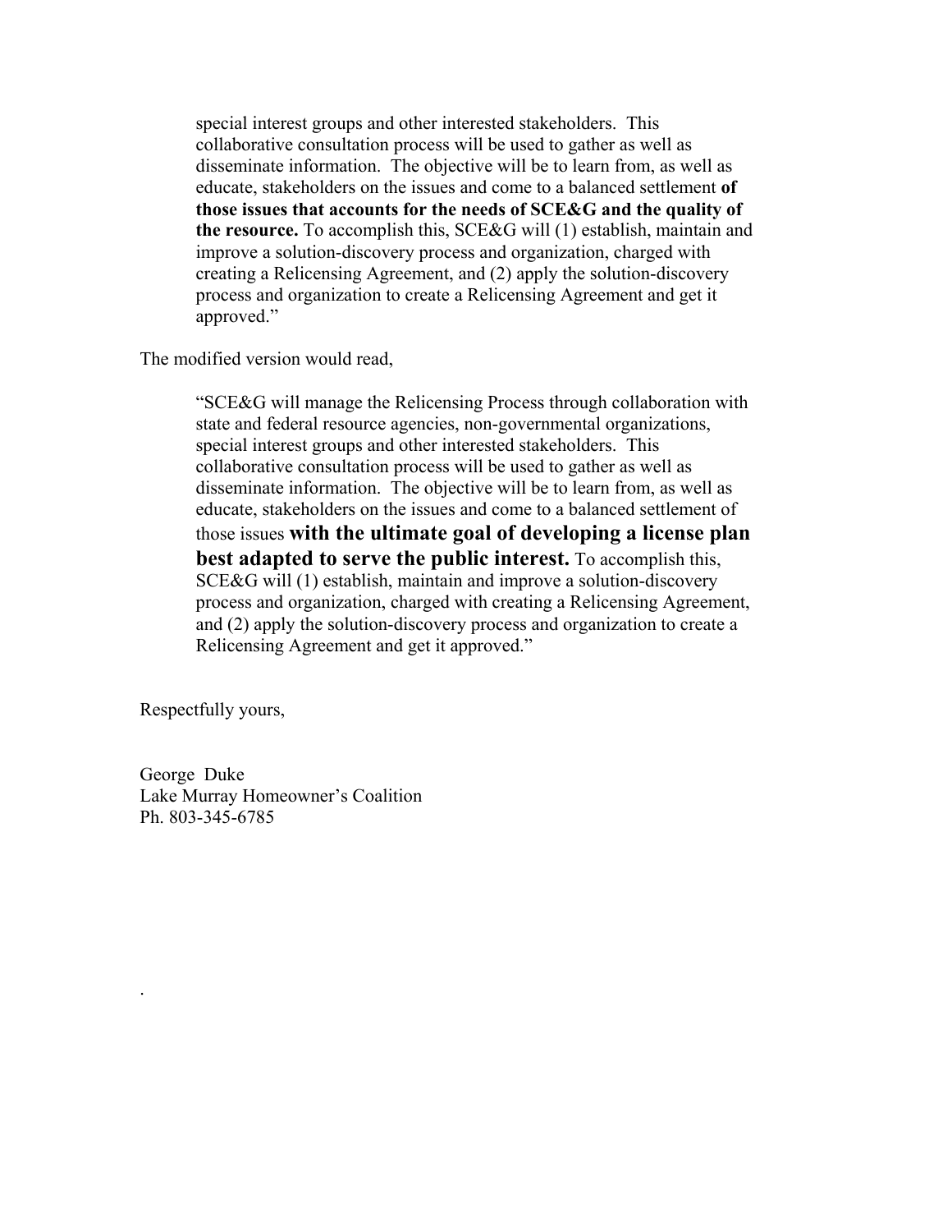> special interest groups and other interested stakeholders. This collaborative consultation process will be used to gather as well as disseminate information. The objective will be to learn from, as well as educate, stakeholders on the issues and come to a balanced settlement **of those issues that accounts for the needs of SCE&G and the quality of the resource.** To accomplish this, SCE&G will (1) establish, maintain and improve a solution-discovery process and organization, charged with creating a Relicensing Agreement, and (2) apply the solution-discovery process and organization to create a Relicensing Agreement and get it approved."

The modified version would read,

> "SCE&G will manage the Relicensing Process through collaboration with state and federal resource agencies, non-governmental organizations, special interest groups and other interested stakeholders. This collaborative consultation process will be used to gather as well as disseminate information. The objective will be to learn from, as well as educate, stakeholders on the issues and come to a balanced settlement of those issues **with the ultimate goal of developing a license plan best adapted to serve the public interest.** To accomplish this, SCE&G will (1) establish, maintain and improve a solution-discovery process and organization, charged with creating a Relicensing Agreement, and (2) apply the solution-discovery process and organization to create a Relicensing Agreement and get it approved."

Respectfully yours,

George Duke
Lake Murray Homeowner's Coalition
Ph. 803-345-6785

.